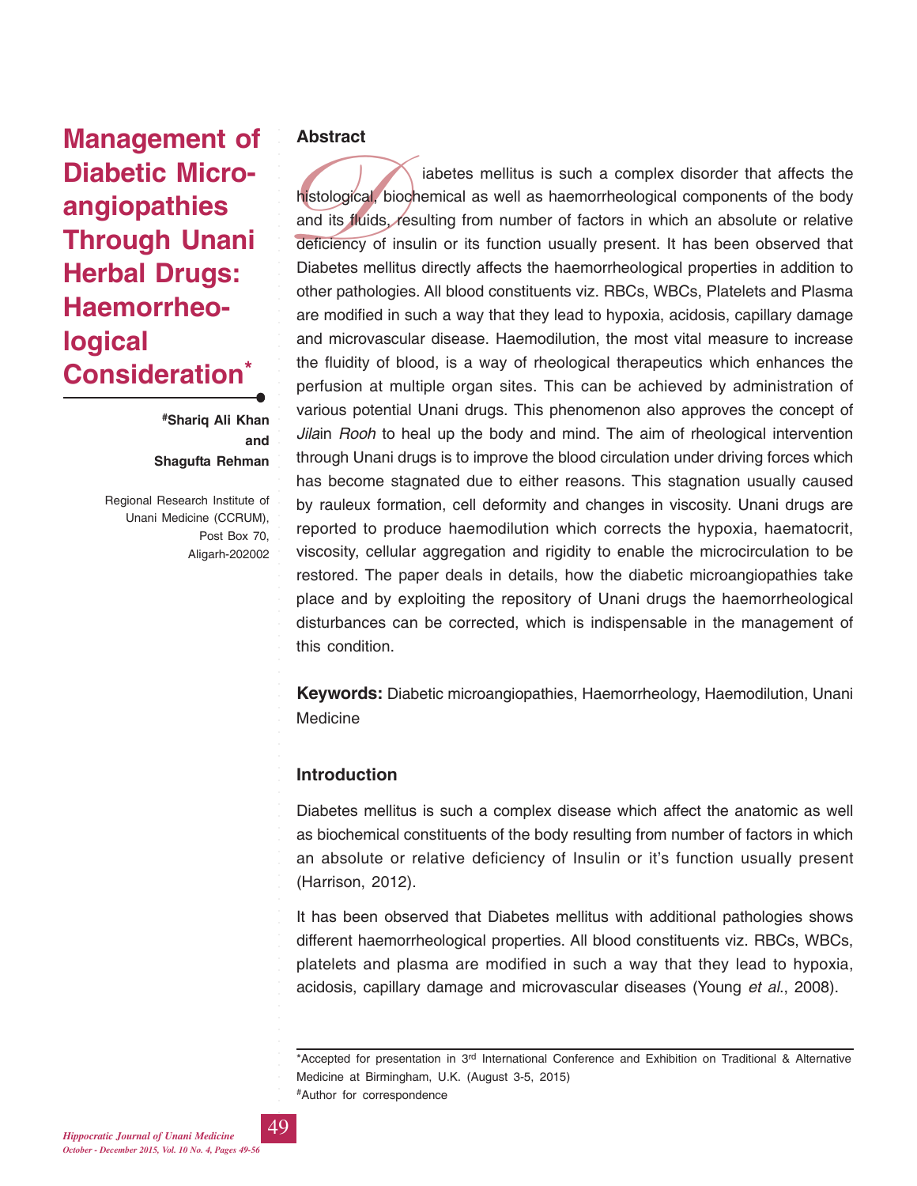# Management of Diabetic Micro-angiopathies Through Unani Herbal Drugs: Haemorrheo-logical Consideration*

**#Shariq Ali Khan and Shagufta Rehman**

Regional Research Institute of Unani Medicine (CCRUM), Post Box 70, Aligarh-202002

## Abstract

Diabetes mellitus is such a complex disorder that affects the histological, biochemical as well as haemorrheological components of the body and its fluids, resulting from number of factors in which an absolute or relative deficiency of insulin or its function usually present. It has been observed that Diabetes mellitus directly affects the haemorrheological properties in addition to other pathologies. All blood constituents viz. RBCs, WBCs, Platelets and Plasma are modified in such a way that they lead to hypoxia, acidosis, capillary damage and microvascular disease. Haemodilution, the most vital measure to increase the fluidity of blood, is a way of rheological therapeutics which enhances the perfusion at multiple organ sites. This can be achieved by administration of various potential Unani drugs. This phenomenon also approves the concept of *Jila*in *Rooh* to heal up the body and mind. The aim of rheological intervention through Unani drugs is to improve the blood circulation under driving forces which has become stagnated due to either reasons. This stagnation usually caused by rauleux formation, cell deformity and changes in viscosity. Unani drugs are reported to produce haemodilution which corrects the hypoxia, haematocrit, viscosity, cellular aggregation and rigidity to enable the microcirculation to be restored. The paper deals in details, how the diabetic microangiopathies take place and by exploiting the repository of Unani drugs the haemorrheological disturbances can be corrected, which is indispensable in the management of this condition.

**Keywords:** Diabetic microangiopathies, Haemorrheology, Haemodilution, Unani Medicine

## Introduction

Diabetes mellitus is such a complex disease which affect the anatomic as well as biochemical constituents of the body resulting from number of factors in which an absolute or relative deficiency of Insulin or it's function usually present (Harrison, 2012).

It has been observed that Diabetes mellitus with additional pathologies shows different haemorrheological properties. All blood constituents viz. RBCs, WBCs, platelets and plasma are modified in such a way that they lead to hypoxia, acidosis, capillary damage and microvascular diseases (Young *et al*., 2008).

---

*Accepted for presentation in 3rd International Conference and Exhibition on Traditional & Alternative Medicine at Birmingham, U.K. (August 3-5, 2015)

#Author for correspondence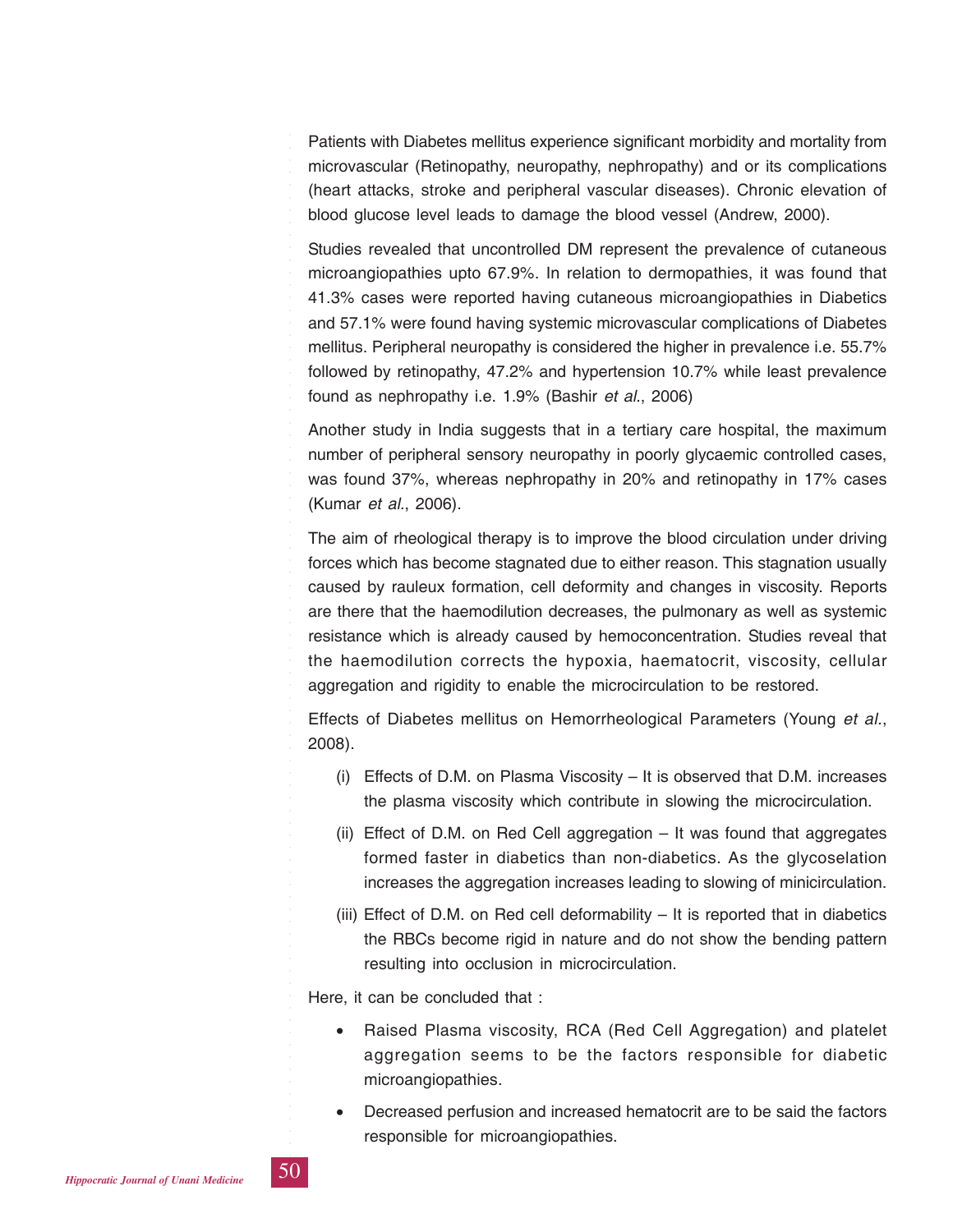Patients with Diabetes mellitus experience significant morbidity and mortality from microvascular (Retinopathy, neuropathy, nephropathy) and or its complications (heart attacks, stroke and peripheral vascular diseases). Chronic elevation of blood glucose level leads to damage the blood vessel (Andrew, 2000).

Studies revealed that uncontrolled DM represent the prevalence of cutaneous microangiopathies upto 67.9%. In relation to dermopathies, it was found that 41.3% cases were reported having cutaneous microangiopathies in Diabetics and 57.1% were found having systemic microvascular complications of Diabetes mellitus. Peripheral neuropathy is considered the higher in prevalence i.e. 55.7% followed by retinopathy, 47.2% and hypertension 10.7% while least prevalence found as nephropathy i.e. 1.9% (Bashir *et al.*, 2006)

Another study in India suggests that in a tertiary care hospital, the maximum number of peripheral sensory neuropathy in poorly glycaemic controlled cases, was found 37%, whereas nephropathy in 20% and retinopathy in 17% cases (Kumar *et al.*, 2006).

The aim of rheological therapy is to improve the blood circulation under driving forces which has become stagnated due to either reason. This stagnation usually caused by rauleux formation, cell deformity and changes in viscosity. Reports are there that the haemodilution decreases, the pulmonary as well as systemic resistance which is already caused by hemoconcentration. Studies reveal that the haemodilution corrects the hypoxia, haematocrit, viscosity, cellular aggregation and rigidity to enable the microcirculation to be restored.

Effects of Diabetes mellitus on Hemorrheological Parameters (Young *et al.*, 2008).

(i) Effects of D.M. on Plasma Viscosity – It is observed that D.M. increases the plasma viscosity which contribute in slowing the microcirculation.

(ii) Effect of D.M. on Red Cell aggregation – It was found that aggregates formed faster in diabetics than non-diabetics. As the glycoselation increases the aggregation increases leading to slowing of minicirculation.

(iii) Effect of D.M. on Red cell deformability – It is reported that in diabetics the RBCs become rigid in nature and do not show the bending pattern resulting into occlusion in microcirculation.

Here, it can be concluded that :

- Raised Plasma viscosity, RCA (Red Cell Aggregation) and platelet aggregation seems to be the factors responsible for diabetic microangiopathies.
- Decreased perfusion and increased hematocrit are to be said the factors responsible for microangiopathies.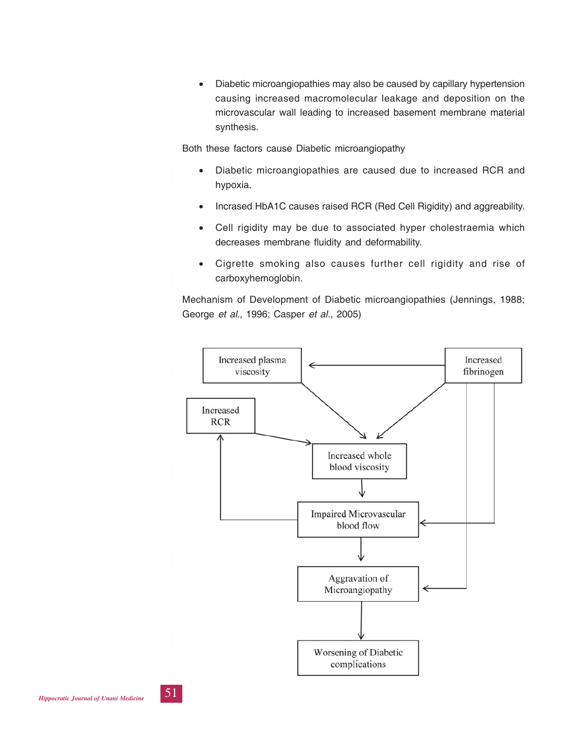- Diabetic microangiopathies may also be caused by capillary hypertension causing increased macromolecular leakage and deposition on the microvascular wall leading to increased basement membrane material synthesis.

Both these factors cause Diabetic microangiopathy

- Diabetic microangiopathies are caused due to increased RCR and hypoxia.
- Incrased HbA1C causes raised RCR (Red Cell Rigidity) and aggreability.
- Cell rigidity may be due to associated hyper cholestraemia which decreases membrane fluidity and deformability.
- Cigrette smoking also causes further cell rigidity and rise of carboxyhemoglobin.

Mechanism of Development of Diabetic microangiopathies (Jennings, 1988; George *et al*., 1996; Casper *et al*., 2005)

Increased plasma viscosity

Increased fibrinogen

Increased RCR

Increased whole blood viscosity

Impaired Microvascular blood flow

Aggravation of Microangiopathy

Worsening of Diabetic complications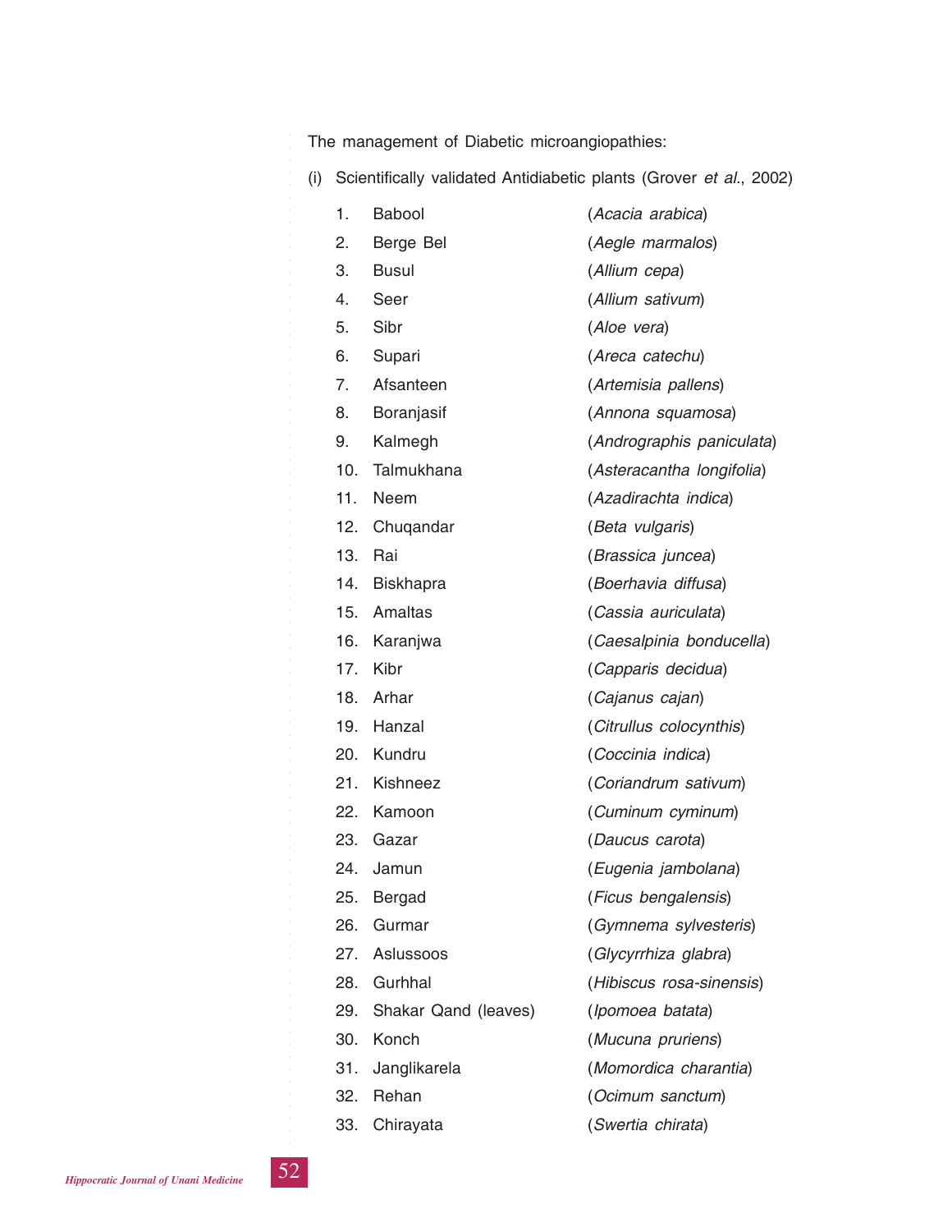The management of Diabetic microangiopathies:

(i) Scientifically validated Antidiabetic plants (Grover *et al*., 2002)

1. Babool (*Acacia arabica*)
2. Berge Bel (*Aegle marmalos*)
3. Busul (*Allium cepa*)
4. Seer (*Allium sativum*)
5. Sibr (*Aloe vera*)
6. Supari (*Areca catechu*)
7. Afsanteen (*Artemisia pallens*)
8. Boranjasif (*Annona squamosa*)
9. Kalmegh (*Andrographis paniculata*)
10. Talmukhana (*Asteracantha longifolia*)
11. Neem (*Azadirachta indica*)
12. Chuqandar (*Beta vulgaris*)
13. Rai (*Brassica juncea*)
14. Biskhapra (*Boerhavia diffusa*)
15. Amaltas (*Cassia auriculata*)
16. Karanjwa (*Caesalpinia bonducella*)
17. Kibr (*Capparis decidua*)
18. Arhar (*Cajanus cajan*)
19. Hanzal (*Citrullus colocynthis*)
20. Kundru (*Coccinia indica*)
21. Kishneez (*Coriandrum sativum*)
22. Kamoon (*Cuminum cyminum*)
23. Gazar (*Daucus carota*)
24. Jamun (*Eugenia jambolana*)
25. Bergad (*Ficus bengalensis*)
26. Gurmar (*Gymnema sylvesteris*)
27. Aslussoos (*Glycyrrhiza glabra*)
28. Gurhhal (*Hibiscus rosa-sinensis*)
29. Shakar Qand (leaves) (*Ipomoea batata*)
30. Konch (*Mucuna pruriens*)
31. Janglikarela (*Momordica charantia*)
32. Rehan (*Ocimum sanctum*)
33. Chirayata (*Swertia chirata*)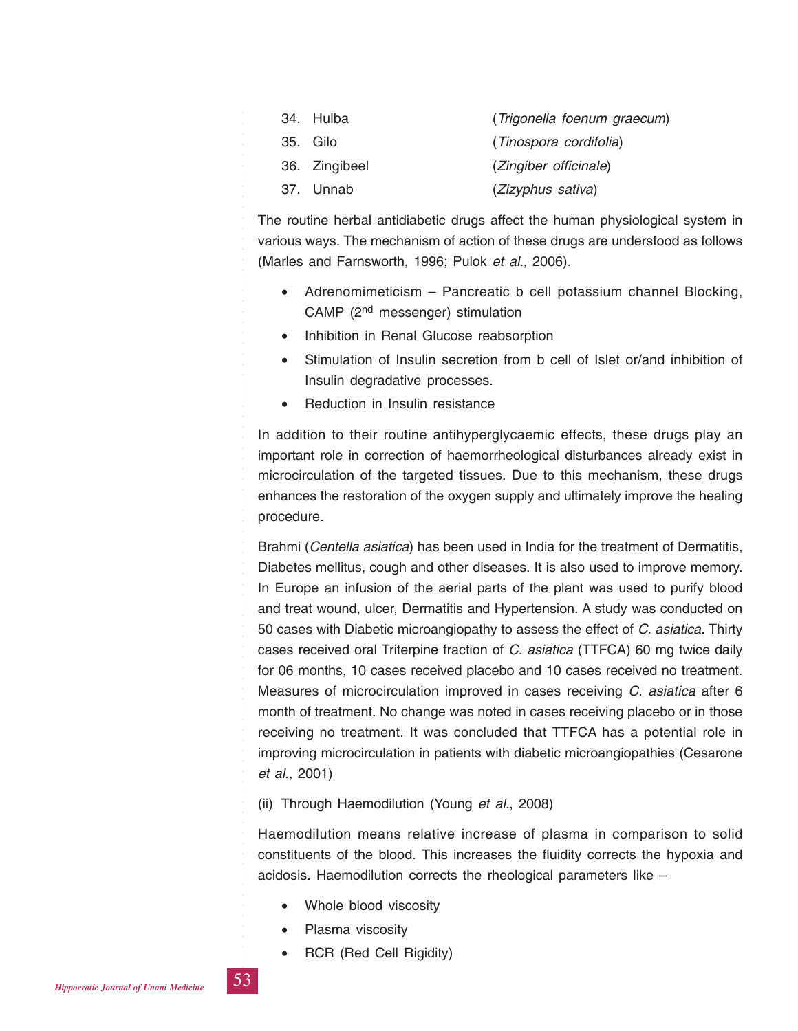34. Hulba (*Trigonella foenum graecum*)
35. Gilo (*Tinospora cordifolia*)
36. Zingibeel (*Zingiber officinale*)
37. Unnab (*Zizyphus sativa*)

The routine herbal antidiabetic drugs affect the human physiological system in various ways. The mechanism of action of these drugs are understood as follows (Marles and Farnsworth, 1996; Pulok *et al.*, 2006).

- Adrenomimeticism – Pancreatic b cell potassium channel Blocking, CAMP (2nd messenger) stimulation
- Inhibition in Renal Glucose reabsorption
- Stimulation of Insulin secretion from b cell of Islet or/and inhibition of Insulin degradative processes.
- Reduction in Insulin resistance

In addition to their routine antihyperglycaemic effects, these drugs play an important role in correction of haemorrheological disturbances already exist in microcirculation of the targeted tissues. Due to this mechanism, these drugs enhances the restoration of the oxygen supply and ultimately improve the healing procedure.

Brahmi (*Centella asiatica*) has been used in India for the treatment of Dermatitis, Diabetes mellitus, cough and other diseases. It is also used to improve memory. In Europe an infusion of the aerial parts of the plant was used to purify blood and treat wound, ulcer, Dermatitis and Hypertension. A study was conducted on 50 cases with Diabetic microangiopathy to assess the effect of *C. asiatica*. Thirty cases received oral Triterpine fraction of *C. asiatica* (TTFCA) 60 mg twice daily for 06 months, 10 cases received placebo and 10 cases received no treatment. Measures of microcirculation improved in cases receiving *C. asiatica* after 6 month of treatment. No change was noted in cases receiving placebo or in those receiving no treatment. It was concluded that TTFCA has a potential role in improving microcirculation in patients with diabetic microangiopathies (Cesarone *et al.*, 2001)

(ii) Through Haemodilution (Young *et al.*, 2008)

Haemodilution means relative increase of plasma in comparison to solid constituents of the blood. This increases the fluidity corrects the hypoxia and acidosis. Haemodilution corrects the rheological parameters like –

- Whole blood viscosity
- Plasma viscosity
- RCR (Red Cell Rigidity)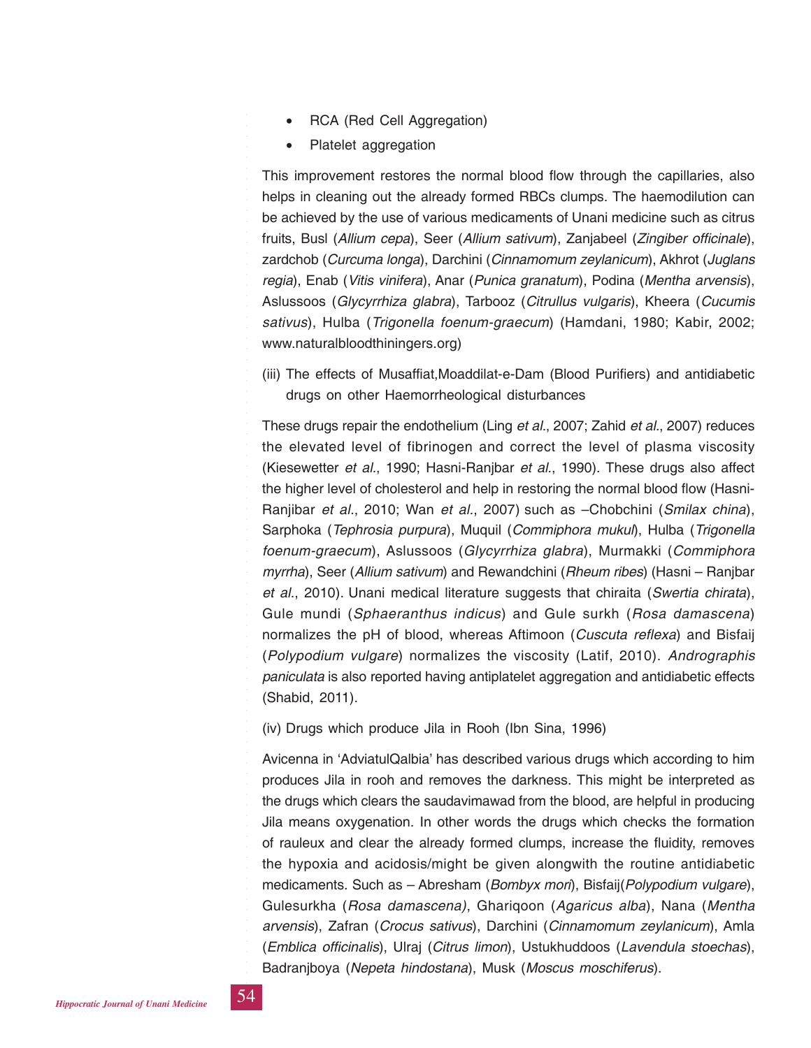- RCA (Red Cell Aggregation)
- Platelet aggregation

This improvement restores the normal blood flow through the capillaries, also helps in cleaning out the already formed RBCs clumps. The haemodilution can be achieved by the use of various medicaments of Unani medicine such as citrus fruits, Busl (*Allium cepa*), Seer (*Allium sativum*), Zanjabeel (*Zingiber officinale*), zardchob (*Curcuma longa*), Darchini (*Cinnamomum zeylanicum*), Akhrot (*Juglans regia*), Enab (*Vitis vinifera*), Anar (*Punica granatum*), Podina (*Mentha arvensis*), Aslussoos (*Glycyrrhiza glabra*), Tarbooz (*Citrullus vulgaris*), Kheera (*Cucumis sativus*), Hulba (*Trigonella foenum-graecum*) (Hamdani, 1980; Kabir, 2002; www.naturalbloodthiningers.org)

(iii) The effects of Musaffiat,Moaddilat-e-Dam (Blood Purifiers) and antidiabetic drugs on other Haemorrheological disturbances

These drugs repair the endothelium (Ling *et al*., 2007; Zahid *et al*., 2007) reduces the elevated level of fibrinogen and correct the level of plasma viscosity (Kiesewetter *et al*., 1990; Hasni-Ranjbar *et al*., 1990). These drugs also affect the higher level of cholesterol and help in restoring the normal blood flow (Hasni-Ranjibar *et al*., 2010; Wan *et al*., 2007) such as –Chobchini (*Smilax china*), Sarphoka (*Tephrosia purpura*), Muquil (*Commiphora mukul*), Hulba (*Trigonella foenum-graecum*), Aslussoos (*Glycyrrhiza glabra*), Murmakki (*Commiphora myrrha*), Seer (*Allium sativum*) and Rewandchini (*Rheum ribes*) (Hasni – Ranjbar *et al*., 2010). Unani medical literature suggests that chiraita (*Swertia chirata*), Gule mundi (*Sphaeranthus indicus*) and Gule surkh (*Rosa damascena*) normalizes the pH of blood, whereas Aftimoon (*Cuscuta reflexa*) and Bisfaij (*Polypodium vulgare*) normalizes the viscosity (Latif, 2010). *Andrographis paniculata* is also reported having antiplatelet aggregation and antidiabetic effects (Shabid, 2011).

(iv) Drugs which produce Jila in Rooh (Ibn Sina, 1996)

Avicenna in 'AdviatulQalbia' has described various drugs which according to him produces Jila in rooh and removes the darkness. This might be interpreted as the drugs which clears the saudavimawad from the blood, are helpful in producing Jila means oxygenation. In other words the drugs which checks the formation of rauleux and clear the already formed clumps, increase the fluidity, removes the hypoxia and acidosis/might be given alongwith the routine antidiabetic medicaments. Such as – Abresham (*Bombyx mori*), Bisfaij(*Polypodium vulgare*), Gulesurkha (*Rosa damascena)*, Ghariqoon (*Agaricus alba*), Nana (*Mentha arvensis*), Zafran (*Crocus sativus*), Darchini (*Cinnamomum zeylanicum*), Amla (*Emblica officinalis*), Ulraj (*Citrus limon*), Ustukhuddoos (*Lavendula stoechas*), Badranjboya (*Nepeta hindostana*), Musk (*Moscus moschiferus*).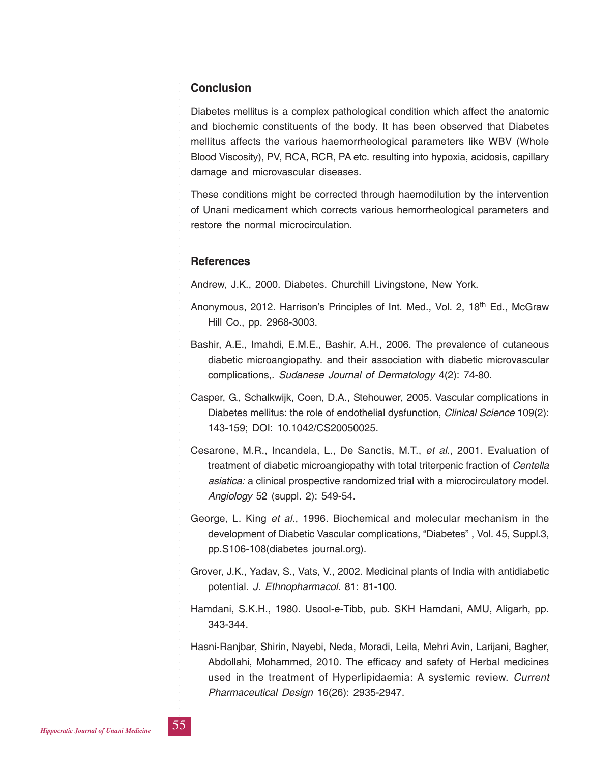## Conclusion

Diabetes mellitus is a complex pathological condition which affect the anatomic and biochemic constituents of the body. It has been observed that Diabetes mellitus affects the various haemorrheological parameters like WBV (Whole Blood Viscosity), PV, RCA, RCR, PA etc. resulting into hypoxia, acidosis, capillary damage and microvascular diseases.

These conditions might be corrected through haemodilution by the intervention of Unani medicament which corrects various hemorrheological parameters and restore the normal microcirculation.

## References

Andrew, J.K., 2000. Diabetes. Churchill Livingstone, New York.

Anonymous, 2012. Harrison's Principles of Int. Med., Vol. 2, 18th Ed., McGraw Hill Co., pp. 2968-3003.

Bashir, A.E., Imahdi, E.M.E., Bashir, A.H., 2006. The prevalence of cutaneous diabetic microangiopathy. and their association with diabetic microvascular complications,. *Sudanese Journal of Dermatology* 4(2): 74-80.

Casper, G., Schalkwijk, Coen, D.A., Stehouwer, 2005. Vascular complications in Diabetes mellitus: the role of endothelial dysfunction, *Clinical Science* 109(2): 143-159; DOI: 10.1042/CS20050025.

Cesarone, M.R., Incandela, L., De Sanctis, M.T., *et al.*, 2001. Evaluation of treatment of diabetic microangiopathy with total triterpenic fraction of *Centella asiatica:* a clinical prospective randomized trial with a microcirculatory model. *Angiology* 52 (suppl. 2): 549-54.

George, L. King *et al.*, 1996. Biochemical and molecular mechanism in the development of Diabetic Vascular complications, "Diabetes" , Vol. 45, Suppl.3, pp.S106-108(diabetes journal.org).

Grover, J.K., Yadav, S., Vats, V., 2002. Medicinal plants of India with antidiabetic potential. *J. Ethnopharmacol*. 81: 81-100.

Hamdani, S.K.H., 1980. Usool-e-Tibb, pub. SKH Hamdani, AMU, Aligarh, pp. 343-344.

Hasni-Ranjbar, Shirin, Nayebi, Neda, Moradi, Leila, Mehri Avin, Larijani, Bagher, Abdollahi, Mohammed, 2010. The efficacy and safety of Herbal medicines used in the treatment of Hyperlipidaemia: A systemic review. *Current Pharmaceutical Design* 16(26): 2935-2947.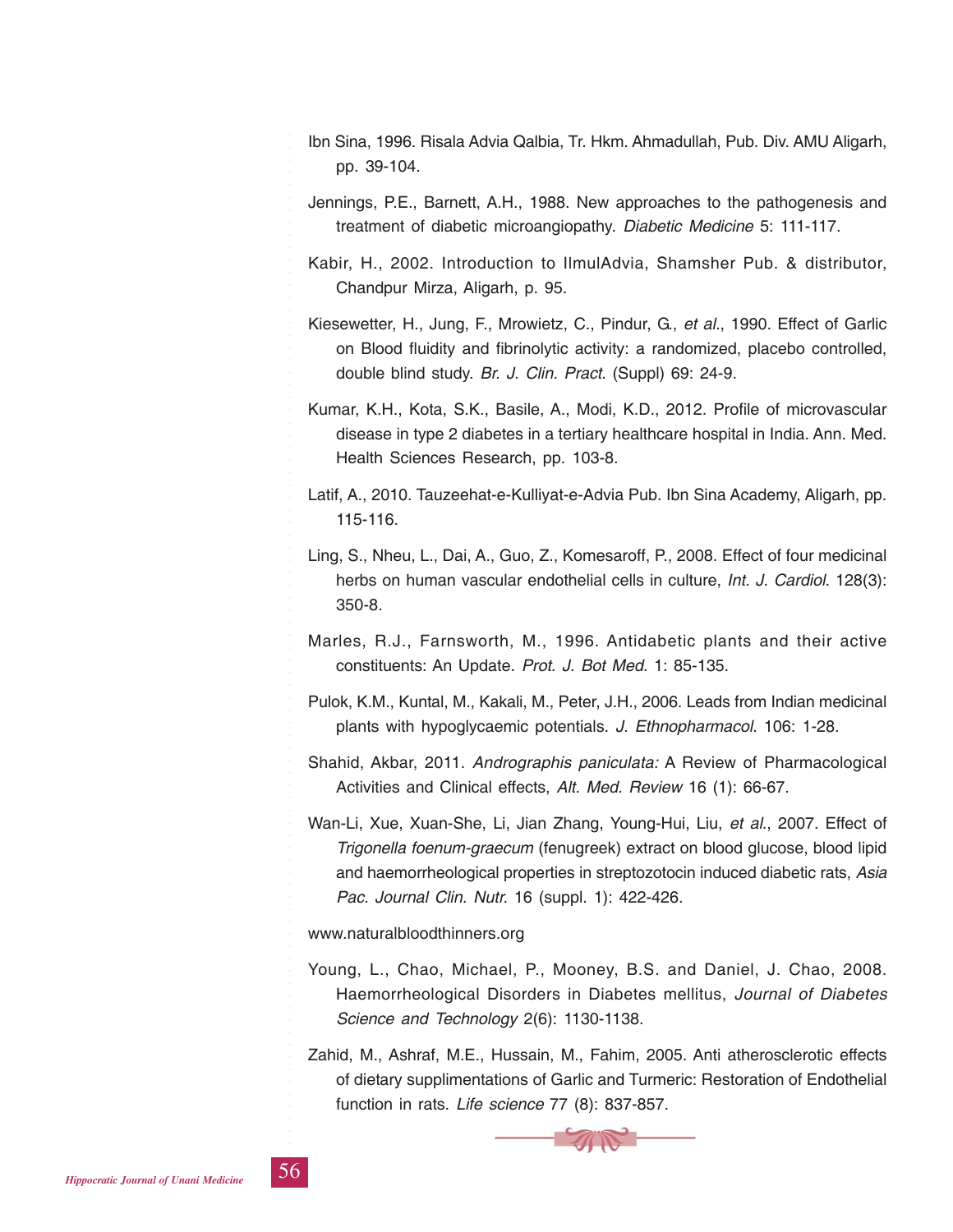Ibn Sina, 1996. Risala Advia Qalbia, Tr. Hkm. Ahmadullah, Pub. Div. AMU Aligarh, pp. 39-104.

Jennings, P.E., Barnett, A.H., 1988. New approaches to the pathogenesis and treatment of diabetic microangiopathy. *Diabetic Medicine* 5: 111-117.

Kabir, H., 2002. Introduction to IlmulAdvia, Shamsher Pub. & distributor, Chandpur Mirza, Aligarh, p. 95.

Kiesewetter, H., Jung, F., Mrowietz, C., Pindur, G., *et al*., 1990. Effect of Garlic on Blood fluidity and fibrinolytic activity: a randomized, placebo controlled, double blind study. *Br. J. Clin. Pract*. (Suppl) 69: 24-9.

Kumar, K.H., Kota, S.K., Basile, A., Modi, K.D., 2012. Profile of microvascular disease in type 2 diabetes in a tertiary healthcare hospital in India. Ann. Med. Health Sciences Research, pp. 103-8.

Latif, A., 2010. Tauzeehat-e-Kulliyat-e-Advia Pub. Ibn Sina Academy, Aligarh, pp. 115-116.

Ling, S., Nheu, L., Dai, A., Guo, Z., Komesaroff, P., 2008. Effect of four medicinal herbs on human vascular endothelial cells in culture, *Int. J. Cardiol*. 128(3): 350-8.

Marles, R.J., Farnsworth, M., 1996. Antidabetic plants and their active constituents: An Update. *Prot. J. Bot Med.* 1: 85-135.

Pulok, K.M., Kuntal, M., Kakali, M., Peter, J.H., 2006. Leads from Indian medicinal plants with hypoglycaemic potentials. *J. Ethnopharmacol*. 106: 1-28.

Shahid, Akbar, 2011. *Andrographis paniculata:* A Review of Pharmacological Activities and Clinical effects, *Alt. Med. Review* 16 (1): 66-67.

Wan-Li, Xue, Xuan-She, Li, Jian Zhang, Young-Hui, Liu, *et al*., 2007. Effect of *Trigonella foenum-graecum* (fenugreek) extract on blood glucose, blood lipid and haemorrheological properties in streptozotocin induced diabetic rats, *Asia Pac. Journal Clin. Nutr.* 16 (suppl. 1): 422-426.

www.naturalbloodthinners.org

Young, L., Chao, Michael, P., Mooney, B.S. and Daniel, J. Chao, 2008. Haemorrheological Disorders in Diabetes mellitus, *Journal of Diabetes Science and Technology* 2(6): 1130-1138.

Zahid, M., Ashraf, M.E., Hussain, M., Fahim, 2005. Anti atherosclerotic effects of dietary supplimentations of Garlic and Turmeric: Restoration of Endothelial function in rats. *Life science* 77 (8): 837-857.